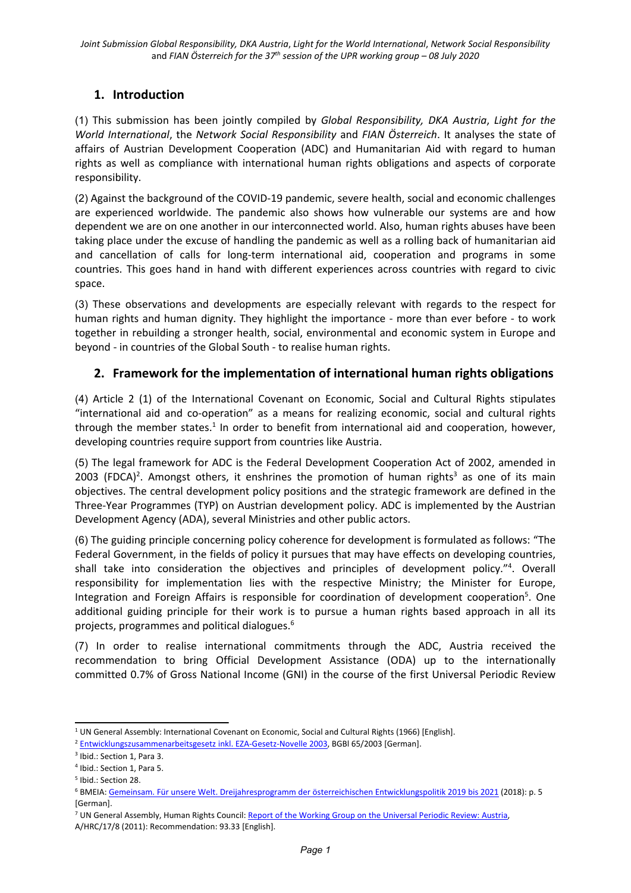## 1. Introduction

(1) This submission has been jointly compiled by *Global Responsibility, DKA Austria*, *Light for the World International*, the *Network Social Responsibility* and *FIAN Österreich*. It analyses the state of affairs of Austrian Development Cooperation (ADC) and Humanitarian Aid with regard to human rights as well as compliance with international human rights obligations and aspects of corporate responsibility.

(2) Against the background of the COVID-19 pandemic, severe health, social and economic challenges are experienced worldwide. The pandemic also shows how vulnerable our systems are and how dependent we are on one another in our interconnected world. Also, human rights abuses have been taking place under the excuse of handling the pandemic as well as a rolling back of humanitarian aid and cancellation of calls for long-term international aid, cooperation and programs in some countries. This goes hand in hand with different experiences across countries with regard to civic space.

(3) These observations and developments are especially relevant with regards to the respect for human rights and human dignity. They highlight the importance - more than ever before - to work together in rebuilding a stronger health, social, environmental and economic system in Europe and beyond - in countries of the Global South - to realise human rights.

## 2. Framework for the implementation of international human rights obligations

(4) Article 2 (1) of the International Covenant on Economic, Social and Cultural Rights stipulates "international aid and co-operation" as a means for realizing economic, social and cultural rights through the member states.[1] In order to benefit from international aid and cooperation, however, developing countries require support from countries like Austria.

(5) The legal framework for ADC is the Federal Development Cooperation Act of 2002, amended in 2003 (FDCA)[2]. Amongst others, it enshrines the promotion of human rights[3] as one of its main objectives. The central development policy positions and the strategic framework are defined in the Three-Year Programmes (TYP) on Austrian development policy. ADC is implemented by the Austrian Development Agency (ADA), several Ministries and other public actors.

(6) The guiding principle concerning policy coherence for development is formulated as follows: "The Federal Government, in the fields of policy it pursues that may have effects on developing countries, shall take into consideration the objectives and principles of development policy."[4]. Overall responsibility for implementation lies with the respective Ministry; the Minister for Europe, Integration and Foreign Affairs is responsible for coordination of development cooperation[5]. One additional guiding principle for their work is to pursue a human rights based approach in all its projects, programmes and political dialogues.[6]

(7) In order to realise international commitments through the ADC, Austria received the recommendation to bring Official Development Assistance (ODA) up to the internationally committed 0.7% of Gross National Income (GNI) in the course of the first Universal Periodic Review

---

[1] UN General Assembly: International Covenant on Economic, Social and Cultural Rights (1966) [English].

[2] Entwicklungszusammenarbeitsgesetz inkl. EZA-Gesetz-Novelle 2003, BGBl 65/2003 [German].

[3] Ibid.: Section 1, Para 3.

[4] Ibid.: Section 1, Para 5.

[5] Ibid.: Section 28.

[6] BMEIA: Gemeinsam. Für unsere Welt. Dreijahresprogramm der österreichischen Entwicklungspolitik 2019 bis 2021 (2018): p. 5 [German].

[7] UN General Assembly, Human Rights Council: Report of the Working Group on the Universal Periodic Review: Austria, A/HRC/17/8 (2011): Recommendation: 93.33 [English].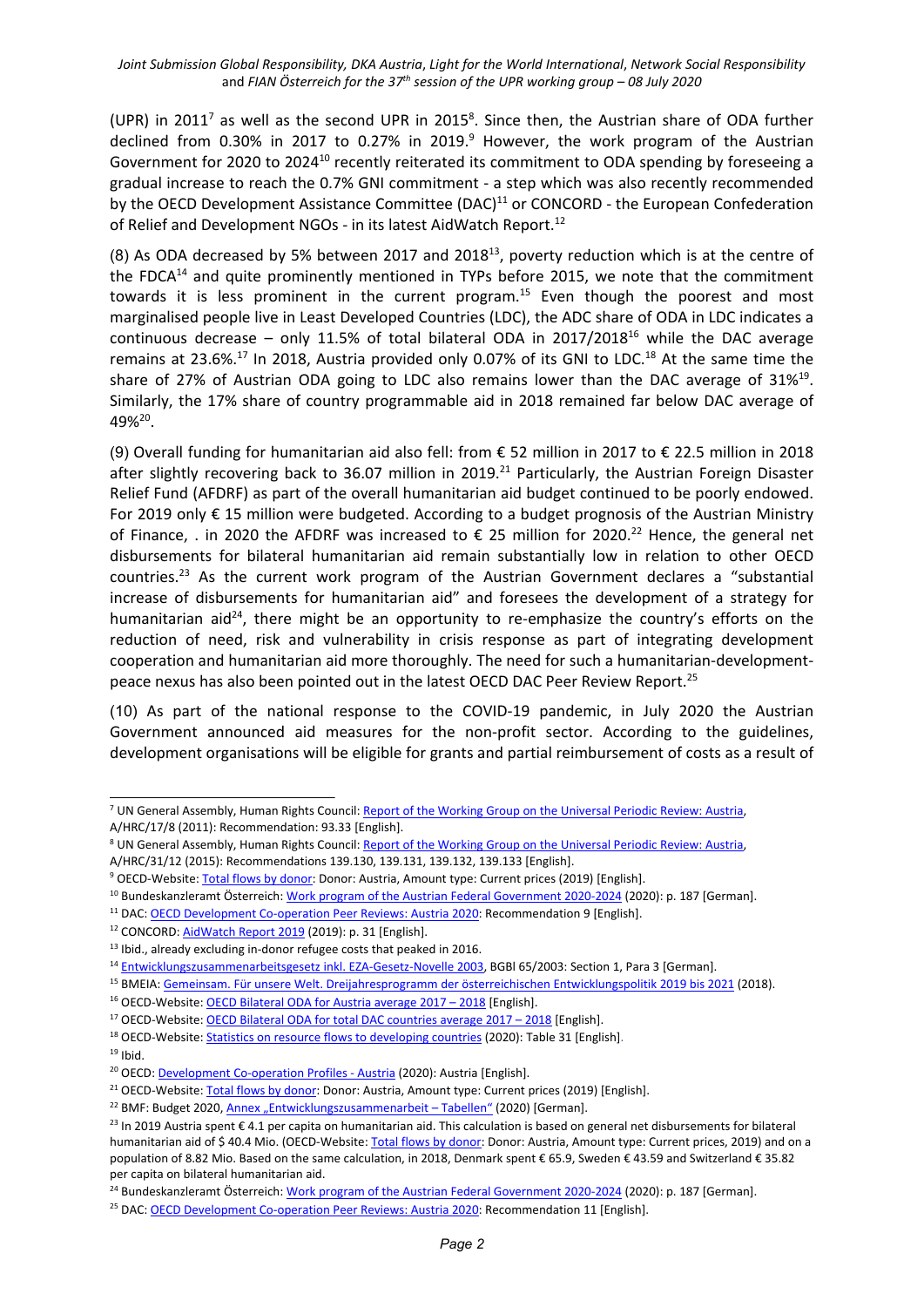(UPR) in 2011[7] as well as the second UPR in 2015[8]. Since then, the Austrian share of ODA further declined from 0.30% in 2017 to 0.27% in 2019.[9] However, the work program of the Austrian Government for 2020 to 2024[10] recently reiterated its commitment to ODA spending by foreseeing a gradual increase to reach the 0.7% GNI commitment - a step which was also recently recommended by the OECD Development Assistance Committee (DAC)[11] or CONCORD - the European Confederation of Relief and Development NGOs - in its latest AidWatch Report.[12]

(8) As ODA decreased by 5% between 2017 and 2018[13], poverty reduction which is at the centre of the FDCA[14] and quite prominently mentioned in TYPs before 2015, we note that the commitment towards it is less prominent in the current program.[15] Even though the poorest and most marginalised people live in Least Developed Countries (LDC), the ADC share of ODA in LDC indicates a continuous decrease – only 11.5% of total bilateral ODA in 2017/2018[16] while the DAC average remains at 23.6%.[17] In 2018, Austria provided only 0.07% of its GNI to LDC.[18] At the same time the share of 27% of Austrian ODA going to LDC also remains lower than the DAC average of 31%[19]. Similarly, the 17% share of country programmable aid in 2018 remained far below DAC average of 49%[20].

(9) Overall funding for humanitarian aid also fell: from € 52 million in 2017 to € 22.5 million in 2018 after slightly recovering back to 36.07 million in 2019.[21] Particularly, the Austrian Foreign Disaster Relief Fund (AFDRF) as part of the overall humanitarian aid budget continued to be poorly endowed. For 2019 only € 15 million were budgeted. According to a budget prognosis of the Austrian Ministry of Finance, . in 2020 the AFDRF was increased to € 25 million for 2020.[22] Hence, the general net disbursements for bilateral humanitarian aid remain substantially low in relation to other OECD countries.[23] As the current work program of the Austrian Government declares a "substantial increase of disbursements for humanitarian aid" and foresees the development of a strategy for humanitarian aid[24], there might be an opportunity to re-emphasize the country's efforts on the reduction of need, risk and vulnerability in crisis response as part of integrating development cooperation and humanitarian aid more thoroughly. The need for such a humanitarian-development-peace nexus has also been pointed out in the latest OECD DAC Peer Review Report.[25]

(10) As part of the national response to the COVID-19 pandemic, in July 2020 the Austrian Government announced aid measures for the non-profit sector. According to the guidelines, development organisations will be eligible for grants and partial reimbursement of costs as a result of

---

[7] UN General Assembly, Human Rights Council: Report of the Working Group on the Universal Periodic Review: Austria, A/HRC/17/8 (2011): Recommendation: 93.33 [English].

[8] UN General Assembly, Human Rights Council: Report of the Working Group on the Universal Periodic Review: Austria, A/HRC/31/12 (2015): Recommendations 139.130, 139.131, 139.132, 139.133 [English].

[9] OECD-Website: Total flows by donor: Donor: Austria, Amount type: Current prices (2019) [English].

[10] Bundeskanzleramt Österreich: Work program of the Austrian Federal Government 2020-2024 (2020): p. 187 [German].

[11] DAC: OECD Development Co-operation Peer Reviews: Austria 2020: Recommendation 9 [English].

[12] CONCORD: AidWatch Report 2019 (2019): p. 31 [English].

[13] Ibid., already excluding in-donor refugee costs that peaked in 2016.

[14] Entwicklungszusammenarbeitsgesetz inkl. EZA-Gesetz-Novelle 2003, BGBl 65/2003: Section 1, Para 3 [German].

[15] BMEIA: Gemeinsam. Für unsere Welt. Dreijahresprogramm der österreichischen Entwicklungspolitik 2019 bis 2021 (2018).

[16] OECD-Website: OECD Bilateral ODA for Austria average 2017 – 2018 [English].

[17] OECD-Website: OECD Bilateral ODA for total DAC countries average 2017 – 2018 [English].

[18] OECD-Website: Statistics on resource flows to developing countries (2020): Table 31 [English].

[19] Ibid.

[20] OECD: Development Co-operation Profiles - Austria (2020): Austria [English].

[21] OECD-Website: Total flows by donor: Donor: Austria, Amount type: Current prices (2019) [English].

[22] BMF: Budget 2020, Annex „Entwicklungszusammenarbeit – Tabellen" (2020) [German].

[23] In 2019 Austria spent € 4.1 per capita on humanitarian aid. This calculation is based on general net disbursements for bilateral humanitarian aid of $ 40.4 Mio. (OECD-Website: Total flows by donor: Donor: Austria, Amount type: Current prices, 2019) and on a population of 8.82 Mio. Based on the same calculation, in 2018, Denmark spent € 65.9, Sweden € 43.59 and Switzerland € 35.82 per capita on bilateral humanitarian aid.

[24] Bundeskanzleramt Österreich: Work program of the Austrian Federal Government 2020-2024 (2020): p. 187 [German].

[25] DAC: OECD Development Co-operation Peer Reviews: Austria 2020: Recommendation 11 [English].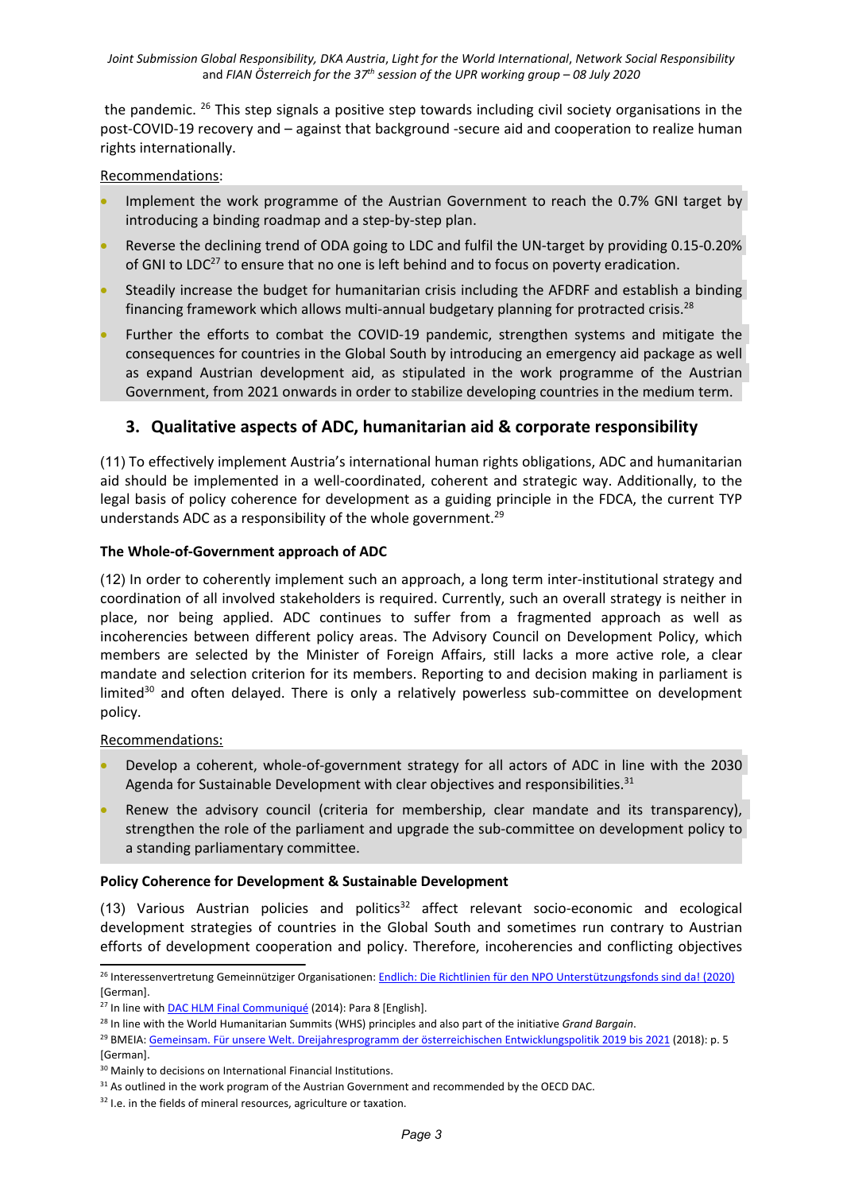the pandemic. [26] This step signals a positive step towards including civil society organisations in the post-COVID-19 recovery and – against that background -secure aid and cooperation to realize human rights internationally.

Recommendations:

- Implement the work programme of the Austrian Government to reach the 0.7% GNI target by introducing a binding roadmap and a step-by-step plan.
- Reverse the declining trend of ODA going to LDC and fulfil the UN-target by providing 0.15-0.20% of GNI to LDC[27] to ensure that no one is left behind and to focus on poverty eradication.
- Steadily increase the budget for humanitarian crisis including the AFDRF and establish a binding financing framework which allows multi-annual budgetary planning for protracted crisis.[28]
- Further the efforts to combat the COVID-19 pandemic, strengthen systems and mitigate the consequences for countries in the Global South by introducing an emergency aid package as well as expand Austrian development aid, as stipulated in the work programme of the Austrian Government, from 2021 onwards in order to stabilize developing countries in the medium term.

## 3. Qualitative aspects of ADC, humanitarian aid & corporate responsibility

(11) To effectively implement Austria's international human rights obligations, ADC and humanitarian aid should be implemented in a well-coordinated, coherent and strategic way. Additionally, to the legal basis of policy coherence for development as a guiding principle in the FDCA, the current TYP understands ADC as a responsibility of the whole government.[29]

**The Whole-of-Government approach of ADC**

(12) In order to coherently implement such an approach, a long term inter-institutional strategy and coordination of all involved stakeholders is required. Currently, such an overall strategy is neither in place, nor being applied. ADC continues to suffer from a fragmented approach as well as incoherencies between different policy areas. The Advisory Council on Development Policy, which members are selected by the Minister of Foreign Affairs, still lacks a more active role, a clear mandate and selection criterion for its members. Reporting to and decision making in parliament is limited[30] and often delayed. There is only a relatively powerless sub-committee on development policy.

Recommendations:

- Develop a coherent, whole-of-government strategy for all actors of ADC in line with the 2030 Agenda for Sustainable Development with clear objectives and responsibilities.[31]
- Renew the advisory council (criteria for membership, clear mandate and its transparency), strengthen the role of the parliament and upgrade the sub-committee on development policy to a standing parliamentary committee.

**Policy Coherence for Development & Sustainable Development**

(13) Various Austrian policies and politics[32] affect relevant socio-economic and ecological development strategies of countries in the Global South and sometimes run contrary to Austrian efforts of development cooperation and policy. Therefore, incoherencies and conflicting objectives

---

[26] Interessenvertretung Gemeinnütziger Organisationen: Endlich: Die Richtlinien für den NPO Unterstützungsfonds sind da! (2020) [German].

[27] In line with DAC HLM Final Communiqué (2014): Para 8 [English].

[28] In line with the World Humanitarian Summits (WHS) principles and also part of the initiative *Grand Bargain*.

[29] BMEIA: Gemeinsam. Für unsere Welt. Dreijahresprogramm der österreichischen Entwicklungspolitik 2019 bis 2021 (2018): p. 5 [German].

[30] Mainly to decisions on International Financial Institutions.

[31] As outlined in the work program of the Austrian Government and recommended by the OECD DAC.

[32] I.e. in the fields of mineral resources, agriculture or taxation.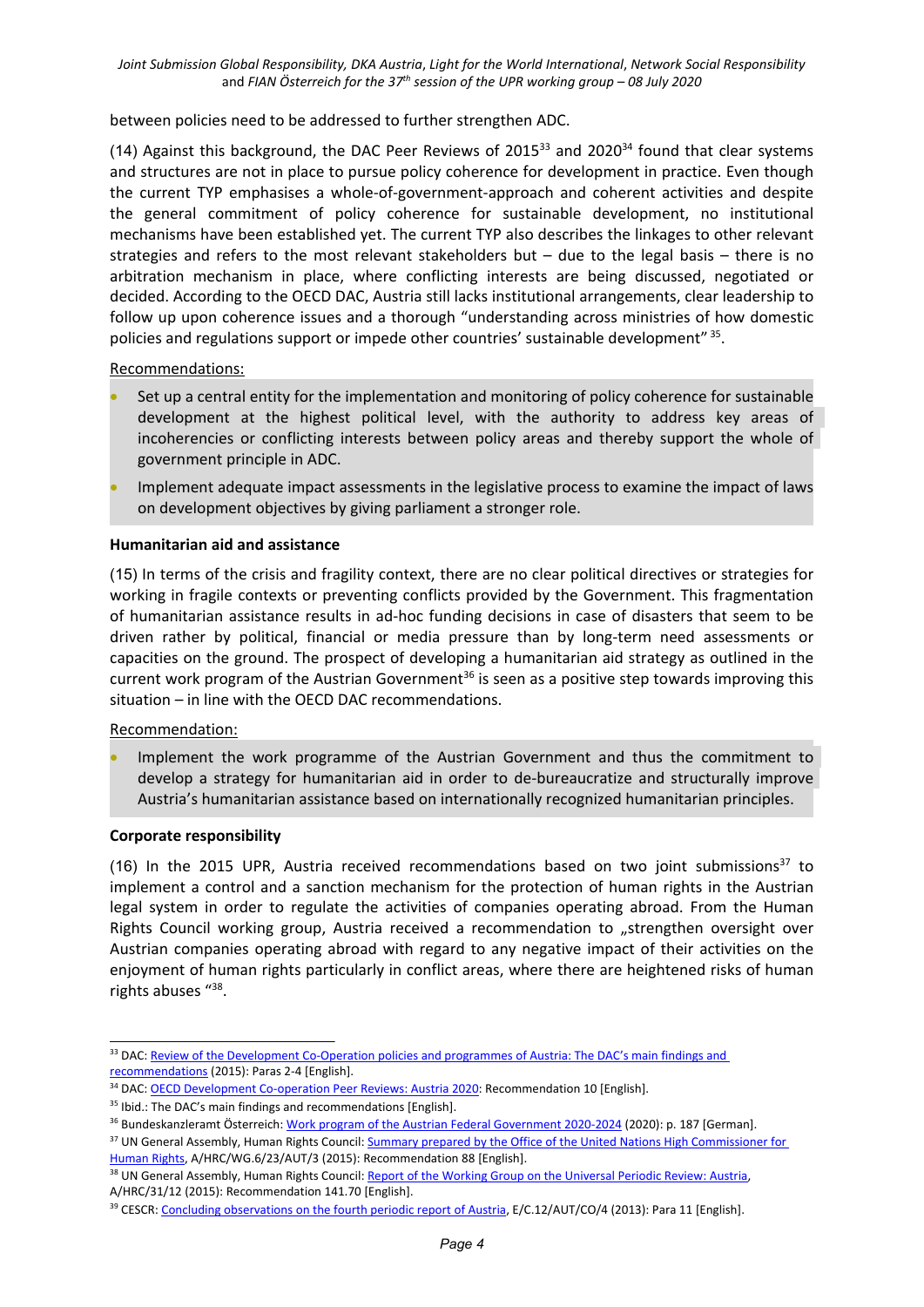between policies need to be addressed to further strengthen ADC.

(14) Against this background, the DAC Peer Reviews of 2015[33] and 2020[34] found that clear systems and structures are not in place to pursue policy coherence for development in practice. Even though the current TYP emphasises a whole-of-government-approach and coherent activities and despite the general commitment of policy coherence for sustainable development, no institutional mechanisms have been established yet. The current TYP also describes the linkages to other relevant strategies and refers to the most relevant stakeholders but – due to the legal basis – there is no arbitration mechanism in place, where conflicting interests are being discussed, negotiated or decided. According to the OECD DAC, Austria still lacks institutional arrangements, clear leadership to follow up upon coherence issues and a thorough "understanding across ministries of how domestic policies and regulations support or impede other countries' sustainable development" [35].

Recommendations:

- Set up a central entity for the implementation and monitoring of policy coherence for sustainable development at the highest political level, with the authority to address key areas of incoherencies or conflicting interests between policy areas and thereby support the whole of government principle in ADC.
- Implement adequate impact assessments in the legislative process to examine the impact of laws on development objectives by giving parliament a stronger role.

**Humanitarian aid and assistance**

(15) In terms of the crisis and fragility context, there are no clear political directives or strategies for working in fragile contexts or preventing conflicts provided by the Government. This fragmentation of humanitarian assistance results in ad-hoc funding decisions in case of disasters that seem to be driven rather by political, financial or media pressure than by long-term need assessments or capacities on the ground. The prospect of developing a humanitarian aid strategy as outlined in the current work program of the Austrian Government[36] is seen as a positive step towards improving this situation – in line with the OECD DAC recommendations.

Recommendation:

- Implement the work programme of the Austrian Government and thus the commitment to develop a strategy for humanitarian aid in order to de-bureaucratize and structurally improve Austria's humanitarian assistance based on internationally recognized humanitarian principles.

**Corporate responsibility**

(16) In the 2015 UPR, Austria received recommendations based on two joint submissions[37] to implement a control and a sanction mechanism for the protection of human rights in the Austrian legal system in order to regulate the activities of companies operating abroad. From the Human Rights Council working group, Austria received a recommendation to „strengthen oversight over Austrian companies operating abroad with regard to any negative impact of their activities on the enjoyment of human rights particularly in conflict areas, where there are heightened risks of human rights abuses "[38].

---

[33] DAC: Review of the Development Co-Operation policies and programmes of Austria: The DAC's main findings and recommendations (2015): Paras 2-4 [English].

[34] DAC: OECD Development Co-operation Peer Reviews: Austria 2020: Recommendation 10 [English].

[35] Ibid.: The DAC's main findings and recommendations [English].

[36] Bundeskanzleramt Österreich: Work program of the Austrian Federal Government 2020-2024 (2020): p. 187 [German].

[37] UN General Assembly, Human Rights Council: Summary prepared by the Office of the United Nations High Commissioner for Human Rights, A/HRC/WG.6/23/AUT/3 (2015): Recommendation 88 [English].

[38] UN General Assembly, Human Rights Council: Report of the Working Group on the Universal Periodic Review: Austria, A/HRC/31/12 (2015): Recommendation 141.70 [English].

[39] CESCR: Concluding observations on the fourth periodic report of Austria, E/C.12/AUT/CO/4 (2013): Para 11 [English].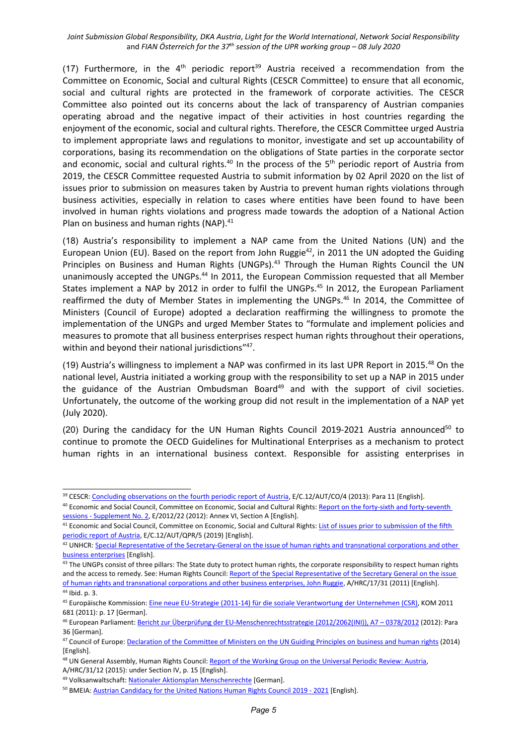(17) Furthermore, in the 4th periodic report[39] Austria received a recommendation from the Committee on Economic, Social and cultural Rights (CESCR Committee) to ensure that all economic, social and cultural rights are protected in the framework of corporate activities. The CESCR Committee also pointed out its concerns about the lack of transparency of Austrian companies operating abroad and the negative impact of their activities in host countries regarding the enjoyment of the economic, social and cultural rights. Therefore, the CESCR Committee urged Austria to implement appropriate laws and regulations to monitor, investigate and set up accountability of corporations, basing its recommendation on the obligations of State parties in the corporate sector and economic, social and cultural rights.[40] In the process of the 5th periodic report of Austria from 2019, the CESCR Committee requested Austria to submit information by 02 April 2020 on the list of issues prior to submission on measures taken by Austria to prevent human rights violations through business activities, especially in relation to cases where entities have been found to have been involved in human rights violations and progress made towards the adoption of a National Action Plan on business and human rights (NAP).[41]

(18) Austria's responsibility to implement a NAP came from the United Nations (UN) and the European Union (EU). Based on the report from John Ruggie[42], in 2011 the UN adopted the Guiding Principles on Business and Human Rights (UNGPs).[43] Through the Human Rights Council the UN unanimously accepted the UNGPs.[44] In 2011, the European Commission requested that all Member States implement a NAP by 2012 in order to fulfil the UNGPs.[45] In 2012, the European Parliament reaffirmed the duty of Member States in implementing the UNGPs.[46] In 2014, the Committee of Ministers (Council of Europe) adopted a declaration reaffirming the willingness to promote the implementation of the UNGPs and urged Member States to "formulate and implement policies and measures to promote that all business enterprises respect human rights throughout their operations, within and beyond their national jurisdictions"[47].

(19) Austria's willingness to implement a NAP was confirmed in its last UPR Report in 2015.[48] On the national level, Austria initiated a working group with the responsibility to set up a NAP in 2015 under the guidance of the Austrian Ombudsman Board[49] and with the support of civil societies. Unfortunately, the outcome of the working group did not result in the implementation of a NAP yet (July 2020).

(20) During the candidacy for the UN Human Rights Council 2019-2021 Austria announced[50] to continue to promote the OECD Guidelines for Multinational Enterprises as a mechanism to protect human rights in an international business context. Responsible for assisting enterprises in

---

[39] CESCR: Concluding observations on the fourth periodic report of Austria, E/C.12/AUT/CO/4 (2013): Para 11 [English].

[40] Economic and Social Council, Committee on Economic, Social and Cultural Rights: Report on the forty-sixth and forty-seventh sessions - Supplement No. 2, E/2012/22 (2012): Annex VI, Section A [English].

[41] Economic and Social Council, Committee on Economic, Social and Cultural Rights: List of issues prior to submission of the fifth periodic report of Austria, E/C.12/AUT/QPR/5 (2019) [English].

[42] UNHCR: Special Representative of the Secretary-General on the issue of human rights and transnational corporations and other business enterprises [English].

[43] The UNGPs consist of three pillars: The State duty to protect human rights, the corporate responsibility to respect human rights and the access to remedy. See: Human Rights Council: Report of the Special Representative of the Secretary General on the issue of human rights and transnational corporations and other business enterprises, John Ruggie, A/HRC/17/31 (2011) [English].

[44] Ibid. p. 3.

[45] Europäische Kommission: Eine neue EU-Strategie (2011-14) für die soziale Verantwortung der Unternehmen (CSR), KOM 2011 681 (2011): p. 17 [German].

[46] European Parliament: Bericht zur Überprüfung der EU-Menschenrechtsstrategie (2012/2062(INI)), A7 – 0378/2012 (2012): Para 36 [German].

[47] Council of Europe: Declaration of the Committee of Ministers on the UN Guiding Principles on business and human rights (2014) [English].

[48] UN General Assembly, Human Rights Council: Report of the Working Group on the Universal Periodic Review: Austria, A/HRC/31/12 (2015): under Section IV, p. 15 [English].

[49] Volksanwaltschaft: Nationaler Aktionsplan Menschenrechte [German].

[50] BMEIA: Austrian Candidacy for the United Nations Human Rights Council 2019 - 2021 [English].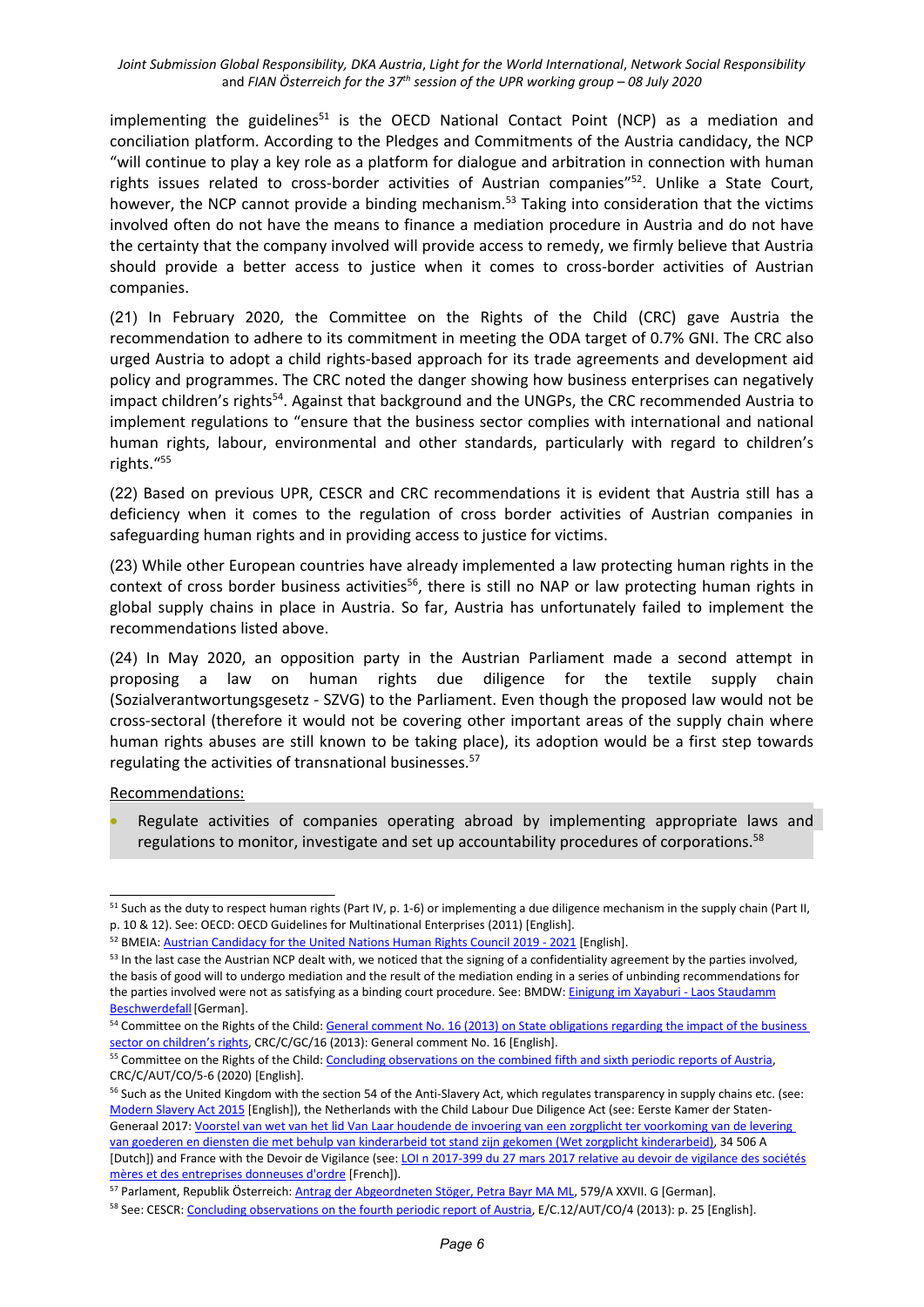implementing the guidelines[51] is the OECD National Contact Point (NCP) as a mediation and conciliation platform. According to the Pledges and Commitments of the Austria candidacy, the NCP "will continue to play a key role as a platform for dialogue and arbitration in connection with human rights issues related to cross-border activities of Austrian companies"[52]. Unlike a State Court, however, the NCP cannot provide a binding mechanism.[53] Taking into consideration that the victims involved often do not have the means to finance a mediation procedure in Austria and do not have the certainty that the company involved will provide access to remedy, we firmly believe that Austria should provide a better access to justice when it comes to cross-border activities of Austrian companies.

(21) In February 2020, the Committee on the Rights of the Child (CRC) gave Austria the recommendation to adhere to its commitment in meeting the ODA target of 0.7% GNI. The CRC also urged Austria to adopt a child rights-based approach for its trade agreements and development aid policy and programmes. The CRC noted the danger showing how business enterprises can negatively impact children's rights[54]. Against that background and the UNGPs, the CRC recommended Austria to implement regulations to "ensure that the business sector complies with international and national human rights, labour, environmental and other standards, particularly with regard to children's rights."[55]

(22) Based on previous UPR, CESCR and CRC recommendations it is evident that Austria still has a deficiency when it comes to the regulation of cross border activities of Austrian companies in safeguarding human rights and in providing access to justice for victims.

(23) While other European countries have already implemented a law protecting human rights in the context of cross border business activities[56], there is still no NAP or law protecting human rights in global supply chains in place in Austria. So far, Austria has unfortunately failed to implement the recommendations listed above.

(24) In May 2020, an opposition party in the Austrian Parliament made a second attempt in proposing a law on human rights due diligence for the textile supply chain (Sozialverantwortungsgesetz - SZVG) to the Parliament. Even though the proposed law would not be cross-sectoral (therefore it would not be covering other important areas of the supply chain where human rights abuses are still known to be taking place), its adoption would be a first step towards regulating the activities of transnational businesses.[57]

Recommendations:

- Regulate activities of companies operating abroad by implementing appropriate laws and regulations to monitor, investigate and set up accountability procedures of corporations.[58]

---

[51] Such as the duty to respect human rights (Part IV, p. 1-6) or implementing a due diligence mechanism in the supply chain (Part II, p. 10 & 12). See: OECD: OECD Guidelines for Multinational Enterprises (2011) [English].

[52] BMEIA: Austrian Candidacy for the United Nations Human Rights Council 2019 - 2021 [English].

[53] In the last case the Austrian NCP dealt with, we noticed that the signing of a confidentiality agreement by the parties involved, the basis of good will to undergo mediation and the result of the mediation ending in a series of unbinding recommendations for the parties involved were not as satisfying as a binding court procedure. See: BMDW: Einigung im Xayaburi - Laos Staudamm Beschwerdefall [German].

[54] Committee on the Rights of the Child: General comment No. 16 (2013) on State obligations regarding the impact of the business sector on children's rights, CRC/C/GC/16 (2013): General comment No. 16 [English].

[55] Committee on the Rights of the Child: Concluding observations on the combined fifth and sixth periodic reports of Austria, CRC/C/AUT/CO/5-6 (2020) [English].

[56] Such as the United Kingdom with the section 54 of the Anti-Slavery Act, which regulates transparency in supply chains etc. (see: Modern Slavery Act 2015 [English]), the Netherlands with the Child Labour Due Diligence Act (see: Eerste Kamer der Staten-Generaal 2017: Voorstel van wet van het lid Van Laar houdende de invoering van een zorgplicht ter voorkoming van de levering van goederen en diensten die met behulp van kinderarbeid tot stand zijn gekomen (Wet zorgplicht kinderarbeid), 34 506 A [Dutch]) and France with the Devoir de Vigilance (see: LOI n 2017-399 du 27 mars 2017 relative au devoir de vigilance des sociétés mères et des entreprises donneuses d'ordre [French]).

[57] Parlament, Republik Österreich: Antrag der Abgeordneten Stöger, Petra Bayr MA ML, 579/A XXVII. G [German].

[58] See: CESCR: Concluding observations on the fourth periodic report of Austria, E/C.12/AUT/CO/4 (2013): p. 25 [English].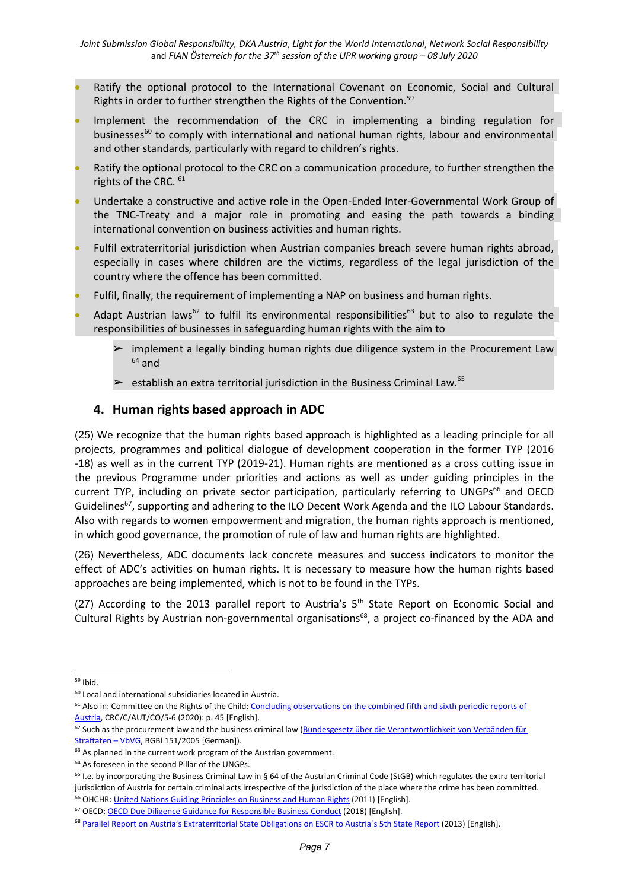- Ratify the optional protocol to the International Covenant on Economic, Social and Cultural Rights in order to further strengthen the Rights of the Convention.[59]
- Implement the recommendation of the CRC in implementing a binding regulation for businesses[60] to comply with international and national human rights, labour and environmental and other standards, particularly with regard to children's rights.
- Ratify the optional protocol to the CRC on a communication procedure, to further strengthen the rights of the CRC. [61]
- Undertake a constructive and active role in the Open-Ended Inter-Governmental Work Group of the TNC-Treaty and a major role in promoting and easing the path towards a binding international convention on business activities and human rights.
- Fulfil extraterritorial jurisdiction when Austrian companies breach severe human rights abroad, especially in cases where children are the victims, regardless of the legal jurisdiction of the country where the offence has been committed.
- Fulfil, finally, the requirement of implementing a NAP on business and human rights.
- Adapt Austrian laws[62] to fulfil its environmental responsibilities[63] but to also to regulate the responsibilities of businesses in safeguarding human rights with the aim to
  - ➢ implement a legally binding human rights due diligence system in the Procurement Law [64] and
  - ➢ establish an extra territorial jurisdiction in the Business Criminal Law.[65]

## 4. Human rights based approach in ADC

(25) We recognize that the human rights based approach is highlighted as a leading principle for all projects, programmes and political dialogue of development cooperation in the former TYP (2016 -18) as well as in the current TYP (2019-21). Human rights are mentioned as a cross cutting issue in the previous Programme under priorities and actions as well as under guiding principles in the current TYP, including on private sector participation, particularly referring to UNGPs[66] and OECD Guidelines[67], supporting and adhering to the ILO Decent Work Agenda and the ILO Labour Standards. Also with regards to women empowerment and migration, the human rights approach is mentioned, in which good governance, the promotion of rule of law and human rights are highlighted.

(26) Nevertheless, ADC documents lack concrete measures and success indicators to monitor the effect of ADC's activities on human rights. It is necessary to measure how the human rights based approaches are being implemented, which is not to be found in the TYPs.

(27) According to the 2013 parallel report to Austria's 5th State Report on Economic Social and Cultural Rights by Austrian non-governmental organisations[68], a project co-financed by the ADA and

---

[59] Ibid.

[60] Local and international subsidiaries located in Austria.

[61] Also in: Committee on the Rights of the Child: Concluding observations on the combined fifth and sixth periodic reports of Austria, CRC/C/AUT/CO/5-6 (2020): p. 45 [English].

[62] Such as the procurement law and the business criminal law (Bundesgesetz über die Verantwortlichkeit von Verbänden für Straftaten – VbVG, BGBl 151/2005 [German]).

[63] As planned in the current work program of the Austrian government.

[64] As foreseen in the second Pillar of the UNGPs.

[65] I.e. by incorporating the Business Criminal Law in § 64 of the Austrian Criminal Code (StGB) which regulates the extra territorial jurisdiction of Austria for certain criminal acts irrespective of the jurisdiction of the place where the crime has been committed.

[66] OHCHR: United Nations Guiding Principles on Business and Human Rights (2011) [English].

[67] OECD: OECD Due Diligence Guidance for Responsible Business Conduct (2018) [English].

[68] Parallel Report on Austria's Extraterritorial State Obligations on ESCR to Austria´s 5th State Report (2013) [English].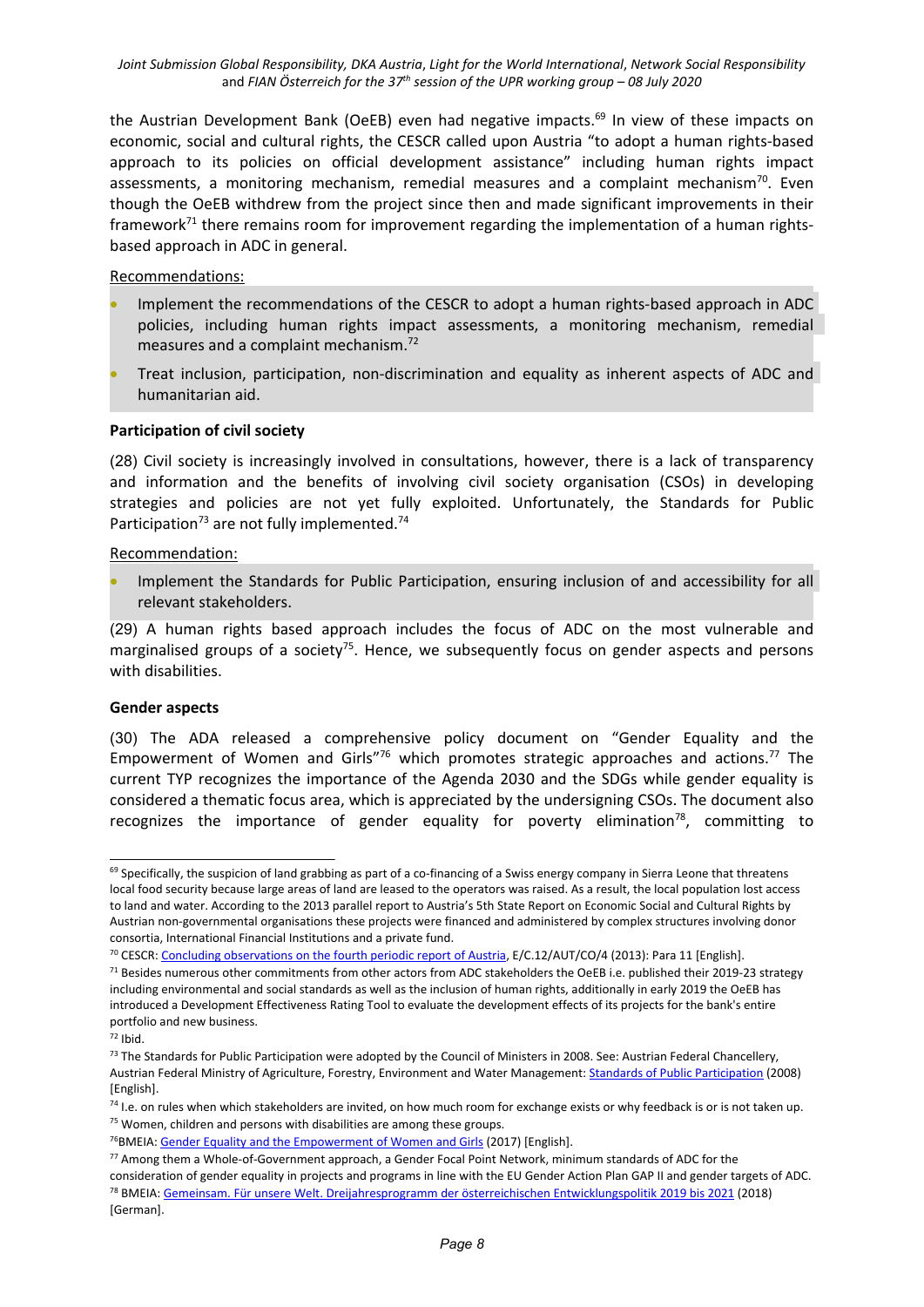the Austrian Development Bank (OeEB) even had negative impacts.[69] In view of these impacts on economic, social and cultural rights, the CESCR called upon Austria "to adopt a human rights-based approach to its policies on official development assistance" including human rights impact assessments, a monitoring mechanism, remedial measures and a complaint mechanism[70]. Even though the OeEB withdrew from the project since then and made significant improvements in their framework[71] there remains room for improvement regarding the implementation of a human rights-based approach in ADC in general.

Recommendations:

- Implement the recommendations of the CESCR to adopt a human rights-based approach in ADC policies, including human rights impact assessments, a monitoring mechanism, remedial measures and a complaint mechanism.[72]
- Treat inclusion, participation, non-discrimination and equality as inherent aspects of ADC and humanitarian aid.

**Participation of civil society**

(28) Civil society is increasingly involved in consultations, however, there is a lack of transparency and information and the benefits of involving civil society organisation (CSOs) in developing strategies and policies are not yet fully exploited. Unfortunately, the Standards for Public Participation[73] are not fully implemented.[74]

Recommendation:

- Implement the Standards for Public Participation, ensuring inclusion of and accessibility for all relevant stakeholders.

(29) A human rights based approach includes the focus of ADC on the most vulnerable and marginalised groups of a society[75]. Hence, we subsequently focus on gender aspects and persons with disabilities.

**Gender aspects**

(30) The ADA released a comprehensive policy document on "Gender Equality and the Empowerment of Women and Girls"[76] which promotes strategic approaches and actions.[77] The current TYP recognizes the importance of the Agenda 2030 and the SDGs while gender equality is considered a thematic focus area, which is appreciated by the undersigning CSOs. The document also recognizes the importance of gender equality for poverty elimination[78], committing to

---

[69] Specifically, the suspicion of land grabbing as part of a co-financing of a Swiss energy company in Sierra Leone that threatens local food security because large areas of land are leased to the operators was raised. As a result, the local population lost access to land and water. According to the 2013 parallel report to Austria's 5th State Report on Economic Social and Cultural Rights by Austrian non-governmental organisations these projects were financed and administered by complex structures involving donor consortia, International Financial Institutions and a private fund.

[70] CESCR: Concluding observations on the fourth periodic report of Austria, E/C.12/AUT/CO/4 (2013): Para 11 [English].

[71] Besides numerous other commitments from other actors from ADC stakeholders the OeEB i.e. published their 2019-23 strategy including environmental and social standards as well as the inclusion of human rights, additionally in early 2019 the OeEB has introduced a Development Effectiveness Rating Tool to evaluate the development effects of its projects for the bank's entire portfolio and new business.

[72] Ibid.

[73] The Standards for Public Participation were adopted by the Council of Ministers in 2008. See: Austrian Federal Chancellery, Austrian Federal Ministry of Agriculture, Forestry, Environment and Water Management: Standards of Public Participation (2008) [English].

[74] I.e. on rules when which stakeholders are invited, on how much room for exchange exists or why feedback is or is not taken up.

[75] Women, children and persons with disabilities are among these groups.

[76] BMEIA: Gender Equality and the Empowerment of Women and Girls (2017) [English].

[77] Among them a Whole-of-Government approach, a Gender Focal Point Network, minimum standards of ADC for the consideration of gender equality in projects and programs in line with the EU Gender Action Plan GAP II and gender targets of ADC.

[78] BMEIA: Gemeinsam. Für unsere Welt. Dreijahresprogramm der österreichischen Entwicklungspolitik 2019 bis 2021 (2018) [German].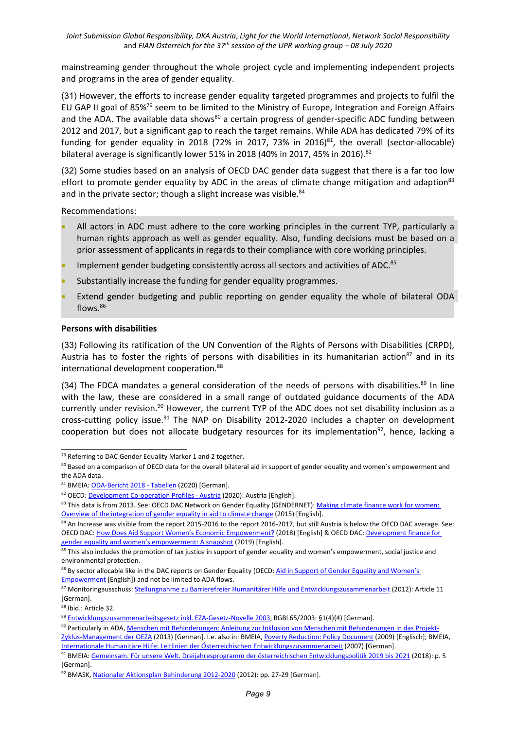mainstreaming gender throughout the whole project cycle and implementing independent projects and programs in the area of gender equality.

(31) However, the efforts to increase gender equality targeted programmes and projects to fulfil the EU GAP II goal of 85%[79] seem to be limited to the Ministry of Europe, Integration and Foreign Affairs and the ADA. The available data shows[80] a certain progress of gender-specific ADC funding between 2012 and 2017, but a significant gap to reach the target remains. While ADA has dedicated 79% of its funding for gender equality in 2018 (72% in 2017, 73% in 2016)[81], the overall (sector-allocable) bilateral average is significantly lower 51% in 2018 (40% in 2017, 45% in 2016).[82]

(32) Some studies based on an analysis of OECD DAC gender data suggest that there is a far too low effort to promote gender equality by ADC in the areas of climate change mitigation and adaption[83] and in the private sector; though a slight increase was visible.[84]

Recommendations:

- All actors in ADC must adhere to the core working principles in the current TYP, particularly a human rights approach as well as gender equality. Also, funding decisions must be based on a prior assessment of applicants in regards to their compliance with core working principles.
- Implement gender budgeting consistently across all sectors and activities of ADC.[85]
- Substantially increase the funding for gender equality programmes.
- Extend gender budgeting and public reporting on gender equality the whole of bilateral ODA flows.[86]

**Persons with disabilities**

(33) Following its ratification of the UN Convention of the Rights of Persons with Disabilities (CRPD), Austria has to foster the rights of persons with disabilities in its humanitarian action[87] and in its international development cooperation.[88]

(34) The FDCA mandates a general consideration of the needs of persons with disabilities.[89] In line with the law, these are considered in a small range of outdated guidance documents of the ADA currently under revision.[90] However, the current TYP of the ADC does not set disability inclusion as a cross-cutting policy issue.[91] The NAP on Disability 2012-2020 includes a chapter on development cooperation but does not allocate budgetary resources for its implementation[92], hence, lacking a

---

[79] Referring to DAC Gender Equality Marker 1 and 2 together.

[80] Based on a comparison of OECD data for the overall bilateral aid in support of gender equality and women´s empowerment and the ADA data.

[81] BMEIA: ODA-Bericht 2018 - Tabellen (2020) [German].

[82] OECD: Development Co-operation Profiles - Austria (2020): Austria [English].

[83] This data is from 2013. See: OECD DAC Network on Gender Equality (GENDERNET): Making climate finance work for women: Overview of the integration of gender equality in aid to climate change (2015) [English].

[84] An Increase was visible from the report 2015-2016 to the report 2016-2017, but still Austria is below the OECD DAC average. See: OECD DAC: How Does Aid Support Women's Economic Empowerment? (2018) [English] & OECD DAC: Development finance for gender equality and women's empowerment: A snapshot (2019) [English].

[85] This also includes the promotion of tax justice in support of gender equality and women's empowerment, social justice and environmental protection.

[86] By sector allocable like in the DAC reports on Gender Equality (OECD: Aid in Support of Gender Equality and Women's Empowerment [English]) and not be limited to ADA flows.

[87] Monitoringausschuss: Stellungnahme zu Barrierefreier Humanitärer Hilfe und Entwicklungszusammenarbeit (2012): Article 11 [German].

[88] Ibid.: Article 32.

[89] Entwicklungszusammenarbeitsgesetz inkl. EZA-Gesetz-Novelle 2003, BGBl 65/2003: §1(4)(4) [German].

[90] Particularly in ADA, Menschen mit Behinderungen: Anleitung zur Inklusion von Menschen mit Behinderungen in das Projekt-Zyklus-Management der OEZA (2013) [German]. I.e. also in: BMEIA, Poverty Reduction: Policy Document (2009) [Englisch]; BMEIA, Internationale Humanitäre Hilfe: Leitlinien der Österreichischen Entwicklungszusammenarbeit (2007) [German].

[91] BMEIA: Gemeinsam. Für unsere Welt. Dreijahresprogramm der österreichischen Entwicklungspolitik 2019 bis 2021 (2018): p. 5 [German].

[92] BMASK, Nationaler Aktionsplan Behinderung 2012-2020 (2012): pp. 27-29 [German].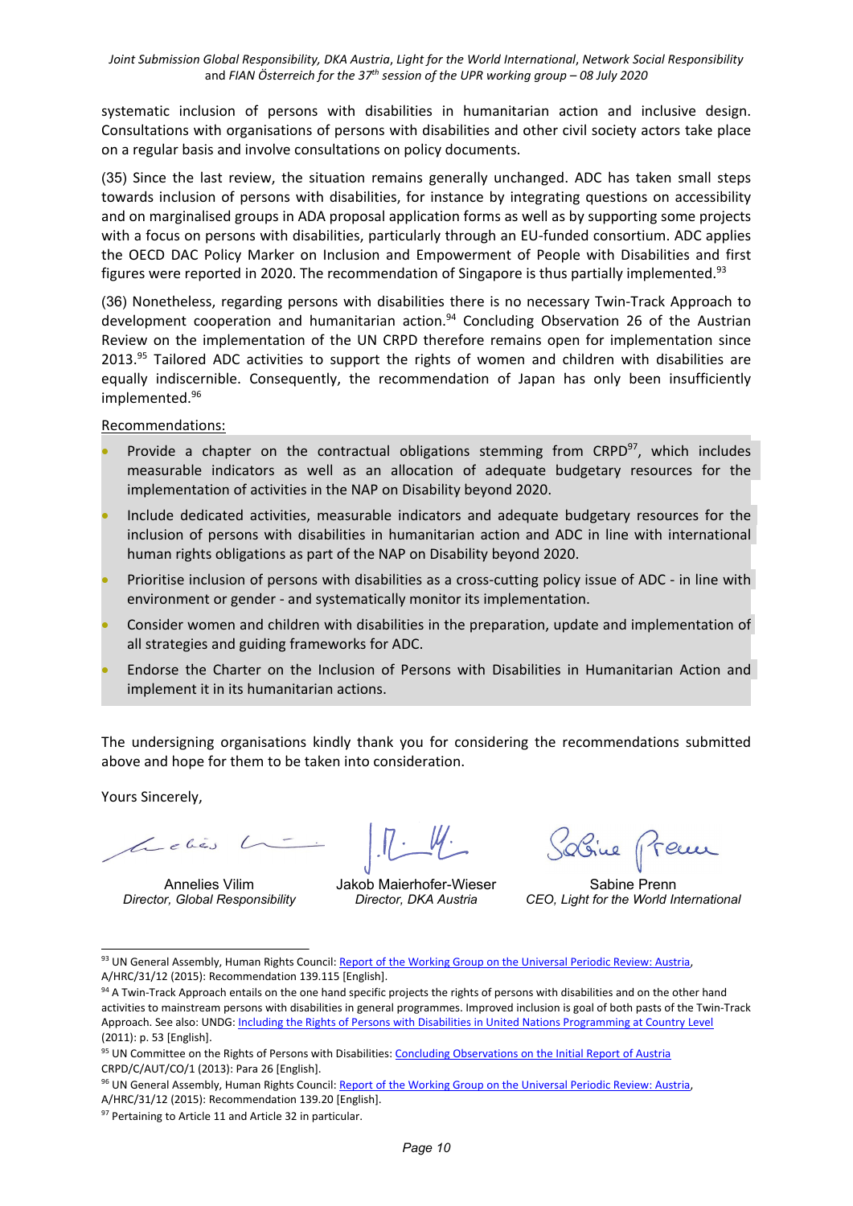systematic inclusion of persons with disabilities in humanitarian action and inclusive design. Consultations with organisations of persons with disabilities and other civil society actors take place on a regular basis and involve consultations on policy documents.

(35) Since the last review, the situation remains generally unchanged. ADC has taken small steps towards inclusion of persons with disabilities, for instance by integrating questions on accessibility and on marginalised groups in ADA proposal application forms as well as by supporting some projects with a focus on persons with disabilities, particularly through an EU-funded consortium. ADC applies the OECD DAC Policy Marker on Inclusion and Empowerment of People with Disabilities and first figures were reported in 2020. The recommendation of Singapore is thus partially implemented.[93]

(36) Nonetheless, regarding persons with disabilities there is no necessary Twin-Track Approach to development cooperation and humanitarian action.[94] Concluding Observation 26 of the Austrian Review on the implementation of the UN CRPD therefore remains open for implementation since 2013.[95] Tailored ADC activities to support the rights of women and children with disabilities are equally indiscernible. Consequently, the recommendation of Japan has only been insufficiently implemented.[96]

Recommendations:

- Provide a chapter on the contractual obligations stemming from CRPD[97], which includes measurable indicators as well as an allocation of adequate budgetary resources for the implementation of activities in the NAP on Disability beyond 2020.
- Include dedicated activities, measurable indicators and adequate budgetary resources for the inclusion of persons with disabilities in humanitarian action and ADC in line with international human rights obligations as part of the NAP on Disability beyond 2020.
- Prioritise inclusion of persons with disabilities as a cross-cutting policy issue of ADC - in line with environment or gender - and systematically monitor its implementation.
- Consider women and children with disabilities in the preparation, update and implementation of all strategies and guiding frameworks for ADC.
- Endorse the Charter on the Inclusion of Persons with Disabilities in Humanitarian Action and implement it in its humanitarian actions.

The undersigning organisations kindly thank you for considering the recommendations submitted above and hope for them to be taken into consideration.

Yours Sincerely,

| Annelies Vilim | Jakob Maierhofer-Wieser | Sabine Prenn |
|---|---|---|
| *Director, Global Responsibility* | *Director, DKA Austria* | *CEO, Light for the World International* |

---

[93] UN General Assembly, Human Rights Council: Report of the Working Group on the Universal Periodic Review: Austria, A/HRC/31/12 (2015): Recommendation 139.115 [English].

[94] A Twin-Track Approach entails on the one hand specific projects the rights of persons with disabilities and on the other hand activities to mainstream persons with disabilities in general programmes. Improved inclusion is goal of both pasts of the Twin-Track Approach. See also: UNDG: Including the Rights of Persons with Disabilities in United Nations Programming at Country Level (2011): p. 53 [English].

[95] UN Committee on the Rights of Persons with Disabilities: Concluding Observations on the Initial Report of Austria CRPD/C/AUT/CO/1 (2013): Para 26 [English].

[96] UN General Assembly, Human Rights Council: Report of the Working Group on the Universal Periodic Review: Austria, A/HRC/31/12 (2015): Recommendation 139.20 [English].

[97] Pertaining to Article 11 and Article 32 in particular.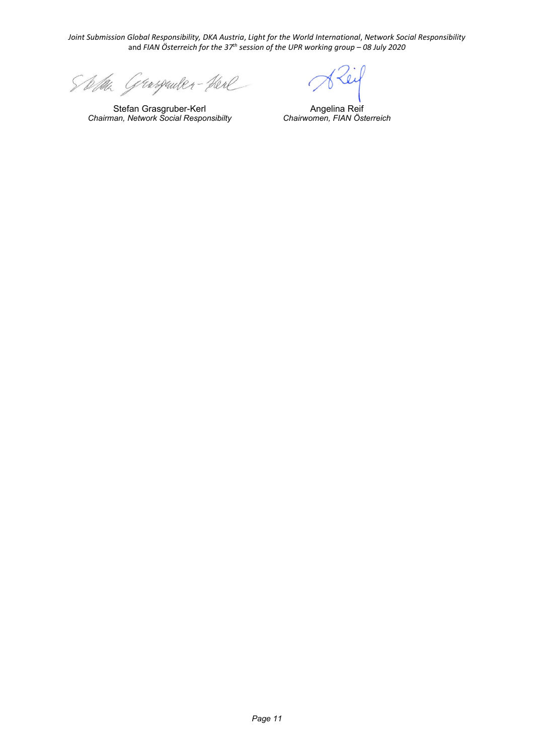Stefan Grasgruber-Kerl
*Chairman, Network Social Responsibilty*

Angelina Reif
*Chairwomen, FIAN Österreich*